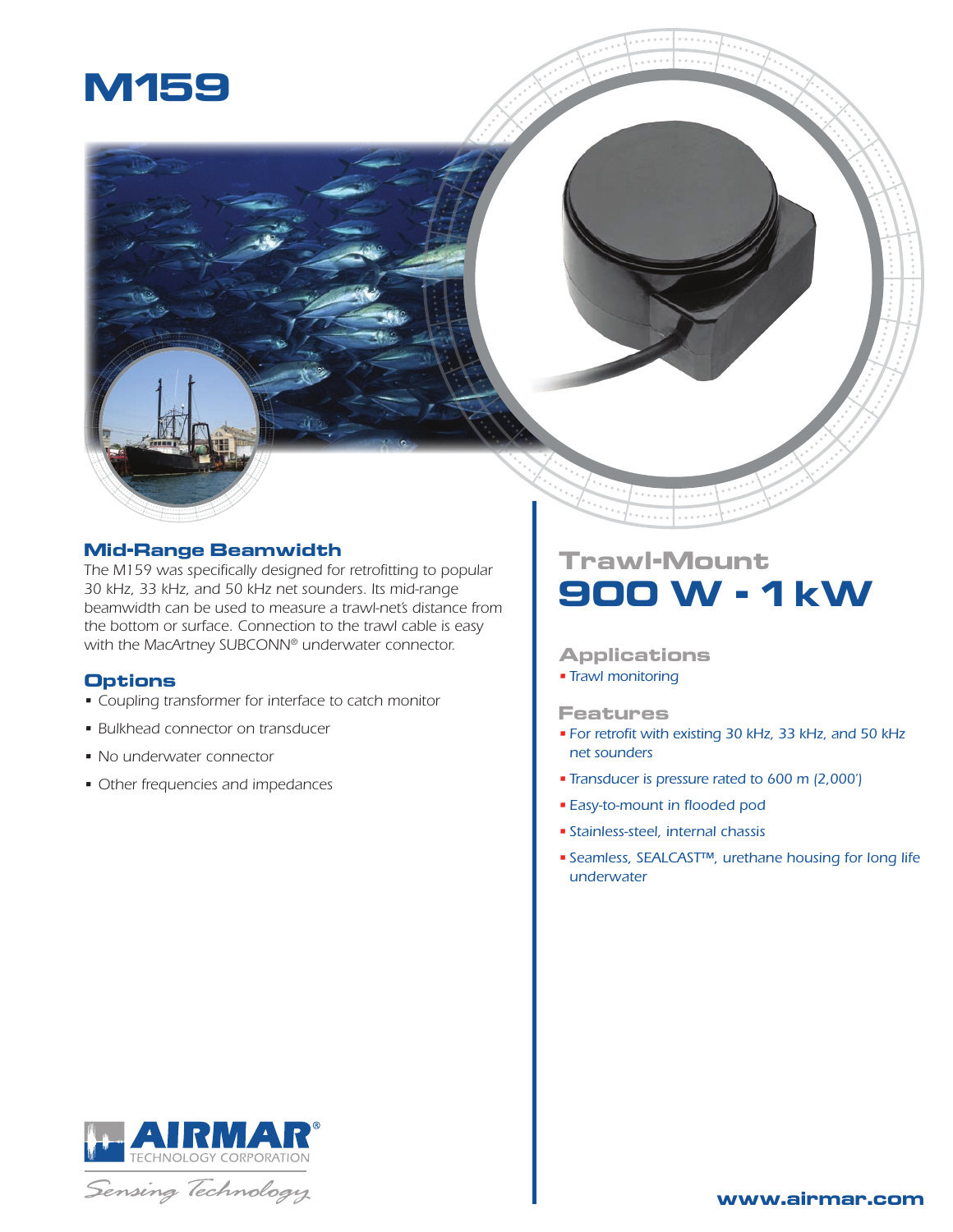# M159

## Mid-Range Beamwidth

*The M159 was specifically designed for retrofitting to popular 30 kHz, 33 kHz, and 50 kHz net sounders. Its mid-range beamwidth can be used to measure a trawl-net's distance from the bottom or surface. Connection to the trawl cable is easy with the MacArtney SUBCONN® underwater connector.*

## Options

- Coupling transformer for interface to catch monitor
- Bulkhead connector on transducer
- No underwater connector
- Other frequencies and impedances

## Trawl-Mount
# 900 W - 1 kW

## Applications

- *Trawl monitoring*

## Features

- *For retrofit with existing 30 kHz, 33 kHz, and 50 kHz net sounders*
- *Transducer is pressure rated to 600 m (2,000')*
- *Easy-to-mount in flooded pod*
- *Stainless-steel, internal chassis*
- *Seamless, SEALCAST™, urethane housing for long life underwater*

AIRMAR® TECHNOLOGY CORPORATION

*Sensing Technology*

www.airmar.com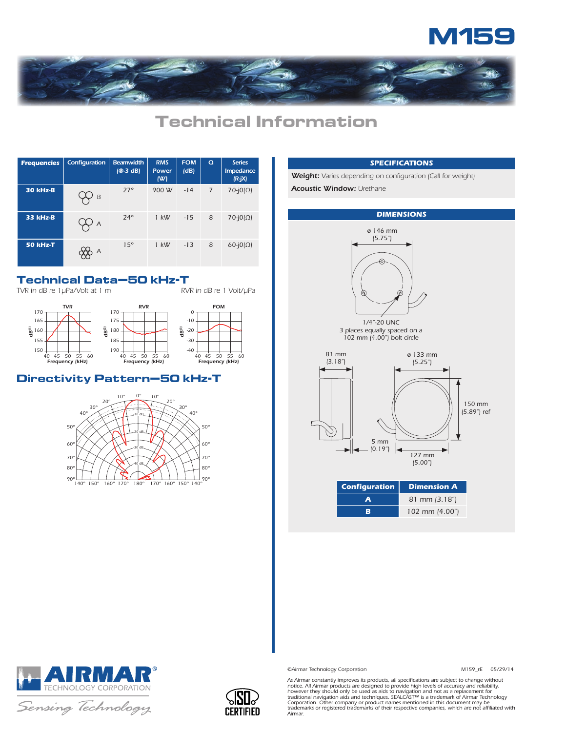# M159

## Technical Information

| Frequencies | Configuration | Beamwidth (@-3 dB) | RMS Power (W) | FOM (dB) | Q | Series Impedance (R-jX) |
|---|---|---|---|---|---|---|
| 30 kHz-B | B | 27° | 900 W | -14 | 7 | 70-j0(Ω) |
| 33 kHz-B | A | 24° | 1 kW | -15 | 8 | 70-j0(Ω) |
| 50 kHz-T | A | 15° | 1 kW | -13 | 8 | 60-j0(Ω) |

## Technical Data—50 kHz-T

TVR in dB re 1µPa/Volt at 1 m

RVR in dB re 1 Volt/µPa

TVR
170
165
160
155
150
dB[1]
40 45 50 55 60
Frequency (kHz)

RVR
170
175
180
185
190
dB[2]
40 45 50 55 60
Frequency (kHz)

FOM
0
-10
-20
-30
-40
dB[3]
40 45 50 55 60
Frequency (kHz)

## Directivity Pattern—50 kHz-T

0° 10° 20° 30° 40° 50° 60° 70° 80° 90°
-10 dB -20 dB -30 dB -40 dB
140° 150° 160° 170° 180° 170° 160° 150° 140°

## SPECIFICATIONS

**Weight:** Varies depending on configuration (Call for weight)

**Acoustic Window:** Urethane

## DIMENSIONS

ø 146 mm (5.75")

1/4"-20 UNC
3 places equally spaced on a 102 mm (4.00") bolt circle

81 mm (3.18")

ø 133 mm (5.25")

150 mm (5.89") ref

5 mm (0.19")

127 mm (5.00")

| Configuration | Dimension A |
|---|---|
| A | 81 mm (3.18") |
| B | 102 mm (4.00") |

AIRMAR® TECHNOLOGY CORPORATION
Sensing Technology

ISO CERTIFIED

©Airmar Technology Corporation

M159_rE 05/29/14

As Airmar constantly improves its products, all specifications are subject to change without notice. All Airmar products are designed to provide high levels of accuracy and reliability, however they should only be used as aids to navigation and not as a replacement for traditional navigation aids and techniques. SEALCAST™ is a trademark of Airmar Technology Corporation. Other company or product names mentioned in this document may be trademarks or registered trademarks of their respective companies, which are not affiliated with Airmar.